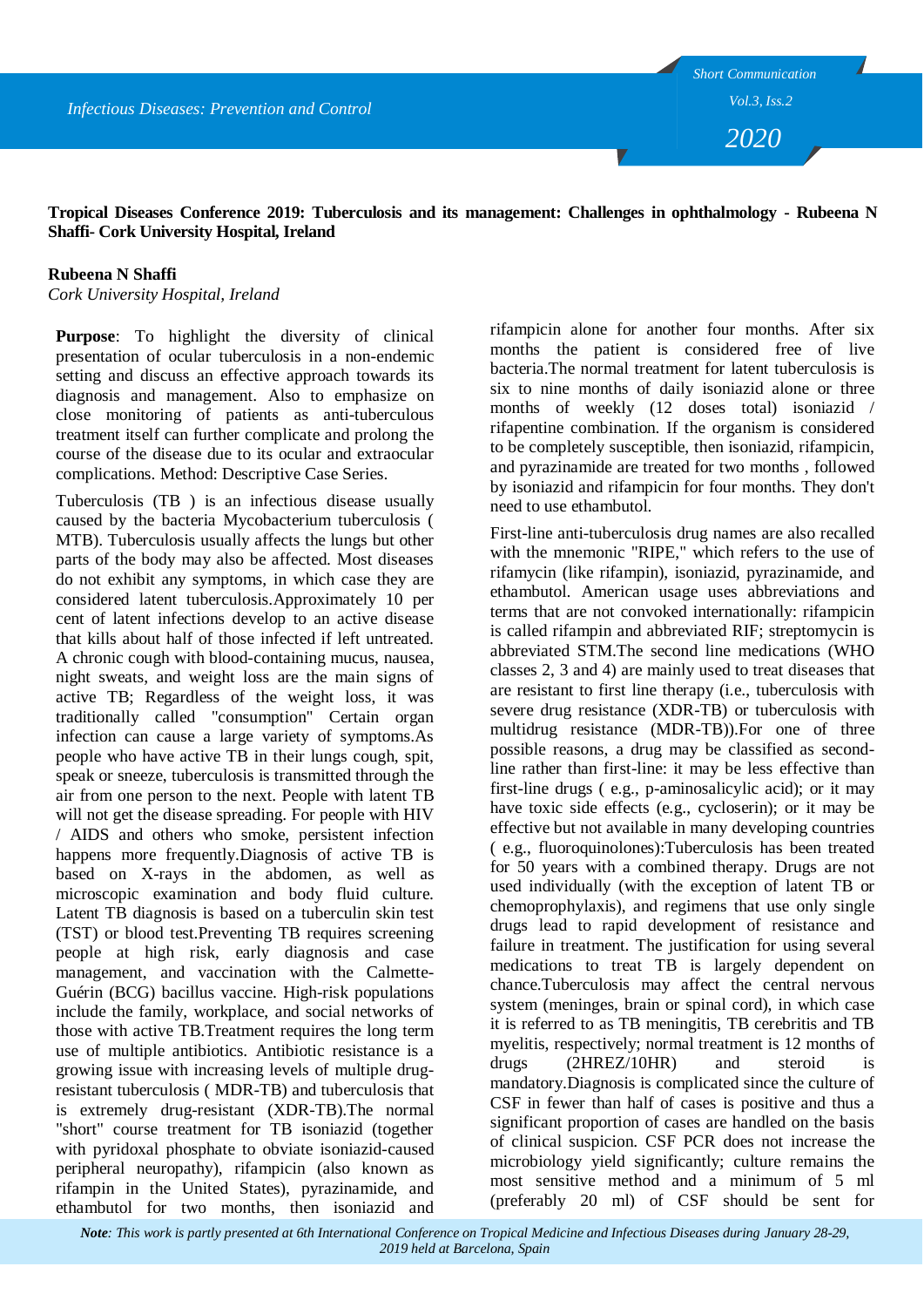**Tropical Diseases Conference 2019: Tuberculosis and its management: Challenges in ophthalmology - Rubeena N Shaffi- Cork University Hospital, Ireland**

**Rubeena N Shaffi**
*Cork University Hospital, Ireland*

**Purpose**: To highlight the diversity of clinical presentation of ocular tuberculosis in a non-endemic setting and discuss an effective approach towards its diagnosis and management. Also to emphasize on close monitoring of patients as anti-tuberculous treatment itself can further complicate and prolong the course of the disease due to its ocular and extraocular complications. Method: Descriptive Case Series.

Tuberculosis (TB ) is an infectious disease usually caused by the bacteria Mycobacterium tuberculosis ( MTB). Tuberculosis usually affects the lungs but other parts of the body may also be affected. Most diseases do not exhibit any symptoms, in which case they are considered latent tuberculosis.Approximately 10 per cent of latent infections develop to an active disease that kills about half of those infected if left untreated. A chronic cough with blood-containing mucus, nausea, night sweats, and weight loss are the main signs of active TB; Regardless of the weight loss, it was traditionally called "consumption" Certain organ infection can cause a large variety of symptoms.As people who have active TB in their lungs cough, spit, speak or sneeze, tuberculosis is transmitted through the air from one person to the next. People with latent TB will not get the disease spreading. For people with HIV / AIDS and others who smoke, persistent infection happens more frequently.Diagnosis of active TB is based on X-rays in the abdomen, as well as microscopic examination and body fluid culture. Latent TB diagnosis is based on a tuberculin skin test (TST) or blood test.Preventing TB requires screening people at high risk, early diagnosis and case management, and vaccination with the Calmette-Guérin (BCG) bacillus vaccine. High-risk populations include the family, workplace, and social networks of those with active TB.Treatment requires the long term use of multiple antibiotics. Antibiotic resistance is a growing issue with increasing levels of multiple drug-resistant tuberculosis ( MDR-TB) and tuberculosis that is extremely drug-resistant (XDR-TB).The normal "short" course treatment for TB isoniazid (together with pyridoxal phosphate to obviate isoniazid-caused peripheral neuropathy), rifampicin (also known as rifampin in the United States), pyrazinamide, and ethambutol for two months, then isoniazid and rifampicin alone for another four months. After six months the patient is considered free of live bacteria.The normal treatment for latent tuberculosis is six to nine months of daily isoniazid alone or three months of weekly (12 doses total) isoniazid / rifapentine combination. If the organism is considered to be completely susceptible, then isoniazid, rifampicin, and pyrazinamide are treated for two months , followed by isoniazid and rifampicin for four months. They don't need to use ethambutol.

First-line anti-tuberculosis drug names are also recalled with the mnemonic "RIPE," which refers to the use of rifamycin (like rifampin), isoniazid, pyrazinamide, and ethambutol. American usage uses abbreviations and terms that are not convoked internationally: rifampicin is called rifampin and abbreviated RIF; streptomycin is abbreviated STM.The second line medications (WHO classes 2, 3 and 4) are mainly used to treat diseases that are resistant to first line therapy (i.e., tuberculosis with severe drug resistance (XDR-TB) or tuberculosis with multidrug resistance (MDR-TB)).For one of three possible reasons, a drug may be classified as second-line rather than first-line: it may be less effective than first-line drugs ( e.g., p-aminosalicylic acid); or it may have toxic side effects (e.g., cycloserin); or it may be effective but not available in many developing countries ( e.g., fluoroquinolones):Tuberculosis has been treated for 50 years with a combined therapy. Drugs are not used individually (with the exception of latent TB or chemoprophylaxis), and regimens that use only single drugs lead to rapid development of resistance and failure in treatment. The justification for using several medications to treat TB is largely dependent on chance.Tuberculosis may affect the central nervous system (meninges, brain or spinal cord), in which case it is referred to as TB meningitis, TB cerebritis and TB myelitis, respectively; normal treatment is 12 months of drugs (2HREZ/10HR) and steroid is mandatory.Diagnosis is complicated since the culture of CSF in fewer than half of cases is positive and thus a significant proportion of cases are handled on the basis of clinical suspicion. CSF PCR does not increase the microbiology yield significantly; culture remains the most sensitive method and a minimum of 5 ml (preferably 20 ml) of CSF should be sent for

***Note**: This work is partly presented at 6th International Conference on Tropical Medicine and Infectious Diseases during January 28-29, 2019 held at Barcelona, Spain*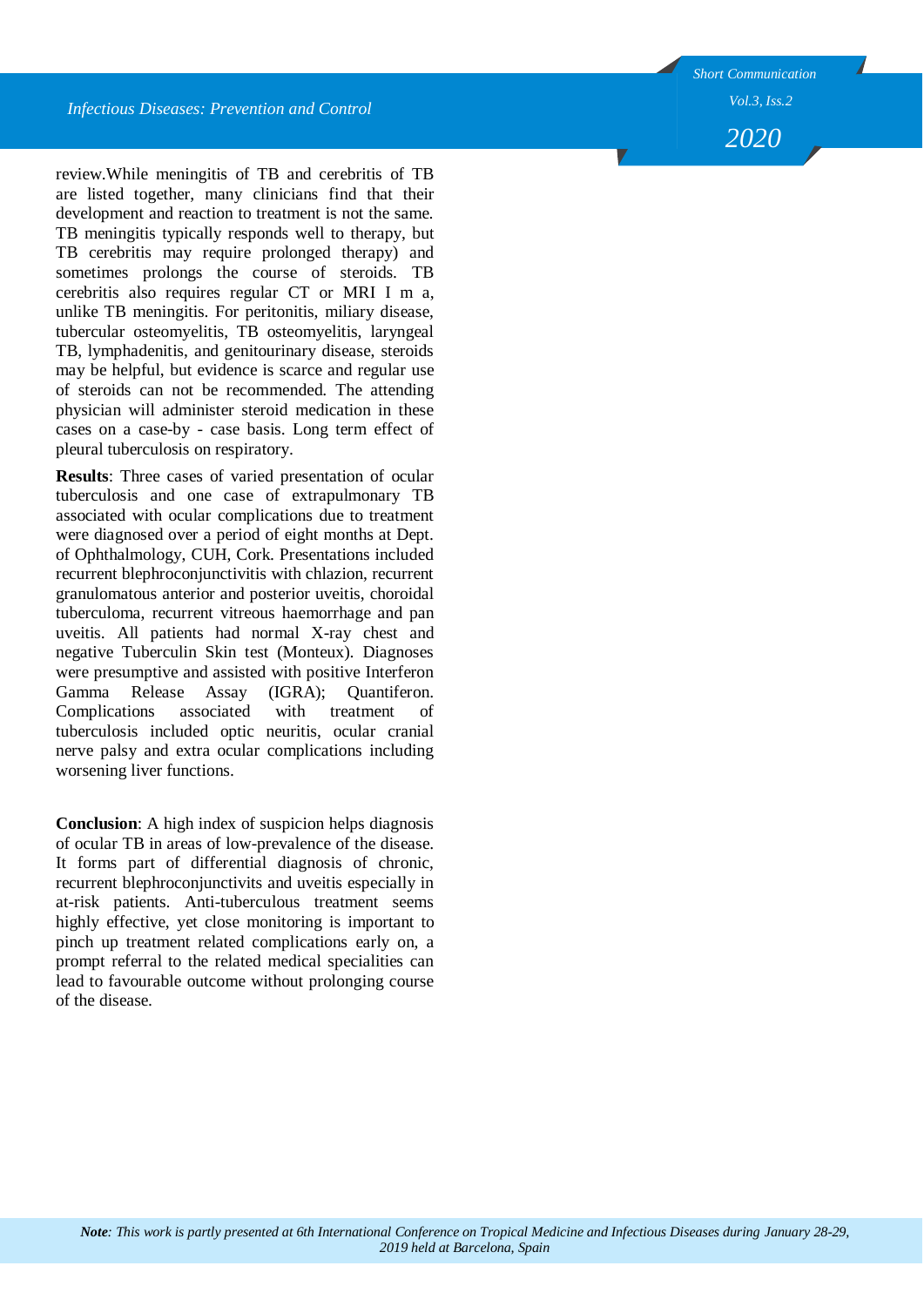review.While meningitis of TB and cerebritis of TB are listed together, many clinicians find that their development and reaction to treatment is not the same. TB meningitis typically responds well to therapy, but TB cerebritis may require prolonged therapy) and sometimes prolongs the course of steroids. TB cerebritis also requires regular CT or MRI I m a, unlike TB meningitis. For peritonitis, miliary disease, tubercular osteomyelitis, TB osteomyelitis, laryngeal TB, lymphadenitis, and genitourinary disease, steroids may be helpful, but evidence is scarce and regular use of steroids can not be recommended. The attending physician will administer steroid medication in these cases on a case-by - case basis. Long term effect of pleural tuberculosis on respiratory.

**Results**: Three cases of varied presentation of ocular tuberculosis and one case of extrapulmonary TB associated with ocular complications due to treatment were diagnosed over a period of eight months at Dept. of Ophthalmology, CUH, Cork. Presentations included recurrent blephroconjunctivitis with chlazion, recurrent granulomatous anterior and posterior uveitis, choroidal tuberculoma, recurrent vitreous haemorrhage and pan uveitis. All patients had normal X-ray chest and negative Tuberculin Skin test (Monteux). Diagnoses were presumptive and assisted with positive Interferon Gamma Release Assay (IGRA); Quantiferon. Complications associated with treatment of tuberculosis included optic neuritis, ocular cranial nerve palsy and extra ocular complications including worsening liver functions.

**Conclusion**: A high index of suspicion helps diagnosis of ocular TB in areas of low-prevalence of the disease. It forms part of differential diagnosis of chronic, recurrent blephroconjunctivits and uveitis especially in at-risk patients. Anti-tuberculous treatment seems highly effective, yet close monitoring is important to pinch up treatment related complications early on, a prompt referral to the related medical specialities can lead to favourable outcome without prolonging course of the disease.

***Note**: This work is partly presented at 6th International Conference on Tropical Medicine and Infectious Diseases during January 28-29, 2019 held at Barcelona, Spain*